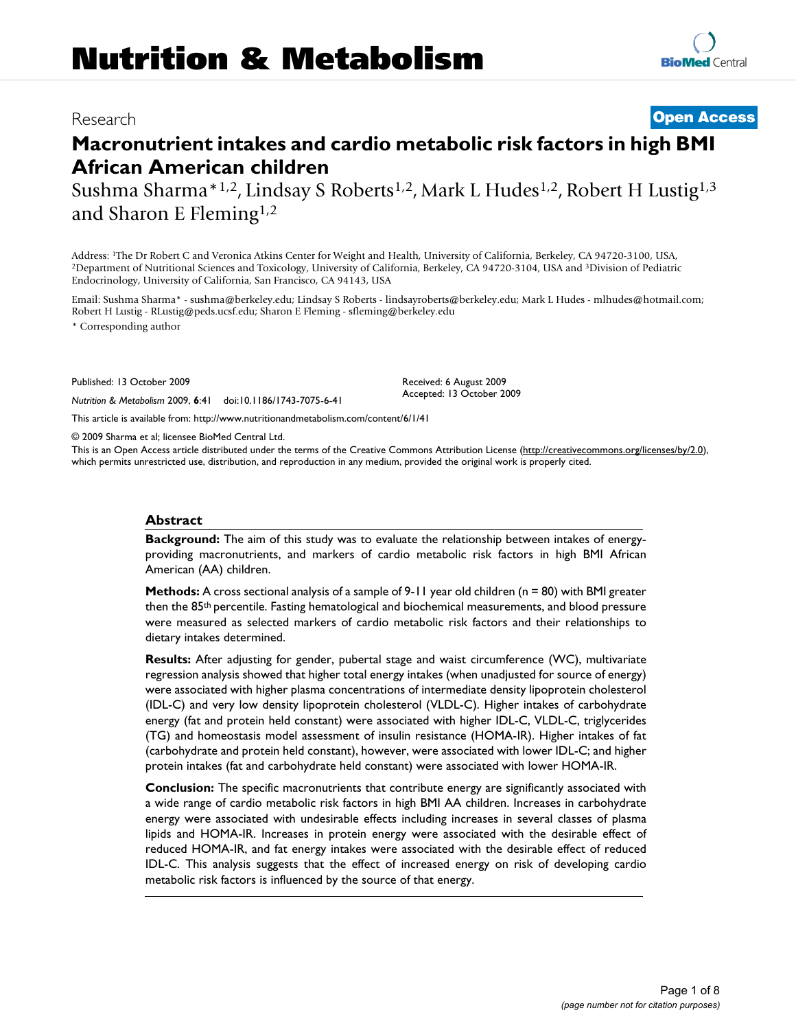Research **Open Access**

# Macronutrient intakes and cardio metabolic risk factors in high BMI African American children

Sushma Sharma*[1,2], Lindsay S Roberts[1,2], Mark L Hudes[1,2], Robert H Lustig[1,3] and Sharon E Fleming[1,2]

Address: [1]The Dr Robert C and Veronica Atkins Center for Weight and Health, University of California, Berkeley, CA 94720-3100, USA, [2]Department of Nutritional Sciences and Toxicology, University of California, Berkeley, CA 94720-3104, USA and [3]Division of Pediatric Endocrinology, University of California, San Francisco, CA 94143, USA

Email: Sushma Sharma* - sushma@berkeley.edu; Lindsay S Roberts - lindsayroberts@berkeley.edu; Mark L Hudes - mlhudes@hotmail.com; Robert H Lustig - RLustig@peds.ucsf.edu; Sharon E Fleming - sfleming@berkeley.edu

* Corresponding author

Published: 13 October 2009

*Nutrition & Metabolism* 2009, **6**:41 doi:10.1186/1743-7075-6-41

Received: 6 August 2009
Accepted: 13 October 2009

This article is available from: http://www.nutritionandmetabolism.com/content/6/1/41

© 2009 Sharma et al; licensee BioMed Central Ltd.

This is an Open Access article distributed under the terms of the Creative Commons Attribution License (http://creativecommons.org/licenses/by/2.0), which permits unrestricted use, distribution, and reproduction in any medium, provided the original work is properly cited.

## Abstract

**Background:** The aim of this study was to evaluate the relationship between intakes of energy-providing macronutrients, and markers of cardio metabolic risk factors in high BMI African American (AA) children.

**Methods:** A cross sectional analysis of a sample of 9-11 year old children (n = 80) with BMI greater then the 85th percentile. Fasting hematological and biochemical measurements, and blood pressure were measured as selected markers of cardio metabolic risk factors and their relationships to dietary intakes determined.

**Results:** After adjusting for gender, pubertal stage and waist circumference (WC), multivariate regression analysis showed that higher total energy intakes (when unadjusted for source of energy) were associated with higher plasma concentrations of intermediate density lipoprotein cholesterol (IDL-C) and very low density lipoprotein cholesterol (VLDL-C). Higher intakes of carbohydrate energy (fat and protein held constant) were associated with higher IDL-C, VLDL-C, triglycerides (TG) and homeostasis model assessment of insulin resistance (HOMA-IR). Higher intakes of fat (carbohydrate and protein held constant), however, were associated with lower IDL-C; and higher protein intakes (fat and carbohydrate held constant) were associated with lower HOMA-IR.

**Conclusion:** The specific macronutrients that contribute energy are significantly associated with a wide range of cardio metabolic risk factors in high BMI AA children. Increases in carbohydrate energy were associated with undesirable effects including increases in several classes of plasma lipids and HOMA-IR. Increases in protein energy were associated with the desirable effect of reduced HOMA-IR, and fat energy intakes were associated with the desirable effect of reduced IDL-C. This analysis suggests that the effect of increased energy on risk of developing cardio metabolic risk factors is influenced by the source of that energy.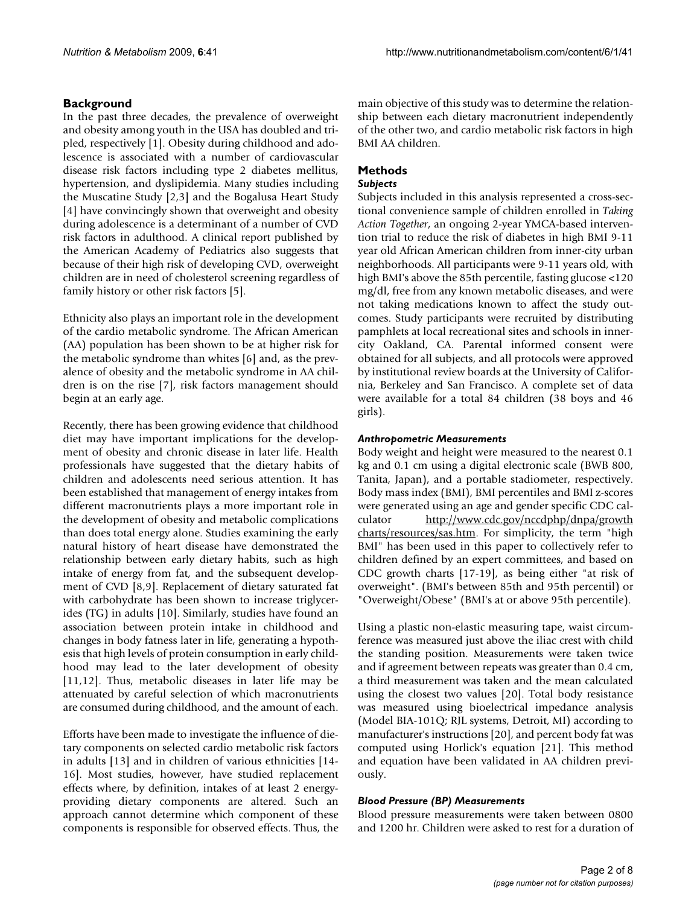## Background

In the past three decades, the prevalence of overweight and obesity among youth in the USA has doubled and tripled, respectively [1]. Obesity during childhood and adolescence is associated with a number of cardiovascular disease risk factors including type 2 diabetes mellitus, hypertension, and dyslipidemia. Many studies including the Muscatine Study [2,3] and the Bogalusa Heart Study [4] have convincingly shown that overweight and obesity during adolescence is a determinant of a number of CVD risk factors in adulthood. A clinical report published by the American Academy of Pediatrics also suggests that because of their high risk of developing CVD, overweight children are in need of cholesterol screening regardless of family history or other risk factors [5].

Ethnicity also plays an important role in the development of the cardio metabolic syndrome. The African American (AA) population has been shown to be at higher risk for the metabolic syndrome than whites [6] and, as the prevalence of obesity and the metabolic syndrome in AA children is on the rise [7], risk factors management should begin at an early age.

Recently, there has been growing evidence that childhood diet may have important implications for the development of obesity and chronic disease in later life. Health professionals have suggested that the dietary habits of children and adolescents need serious attention. It has been established that management of energy intakes from different macronutrients plays a more important role in the development of obesity and metabolic complications than does total energy alone. Studies examining the early natural history of heart disease have demonstrated the relationship between early dietary habits, such as high intake of energy from fat, and the subsequent development of CVD [8,9]. Replacement of dietary saturated fat with carbohydrate has been shown to increase triglycerides (TG) in adults [10]. Similarly, studies have found an association between protein intake in childhood and changes in body fatness later in life, generating a hypothesis that high levels of protein consumption in early childhood may lead to the later development of obesity [11,12]. Thus, metabolic diseases in later life may be attenuated by careful selection of which macronutrients are consumed during childhood, and the amount of each.

Efforts have been made to investigate the influence of dietary components on selected cardio metabolic risk factors in adults [13] and in children of various ethnicities [14-16]. Most studies, however, have studied replacement effects where, by definition, intakes of at least 2 energy-providing dietary components are altered. Such an approach cannot determine which component of these components is responsible for observed effects. Thus, the main objective of this study was to determine the relationship between each dietary macronutrient independently of the other two, and cardio metabolic risk factors in high BMI AA children.

## Methods

### *Subjects*

Subjects included in this analysis represented a cross-sectional convenience sample of children enrolled in *Taking Action Together*, an ongoing 2-year YMCA-based intervention trial to reduce the risk of diabetes in high BMI 9-11 year old African American children from inner-city urban neighborhoods. All participants were 9-11 years old, with high BMI's above the 85th percentile, fasting glucose <120 mg/dl, free from any known metabolic diseases, and were not taking medications known to affect the study outcomes. Study participants were recruited by distributing pamphlets at local recreational sites and schools in inner-city Oakland, CA. Parental informed consent were obtained for all subjects, and all protocols were approved by institutional review boards at the University of California, Berkeley and San Francisco. A complete set of data were available for a total 84 children (38 boys and 46 girls).

### *Anthropometric Measurements*

Body weight and height were measured to the nearest 0.1 kg and 0.1 cm using a digital electronic scale (BWB 800, Tanita, Japan), and a portable stadiometer, respectively. Body mass index (BMI), BMI percentiles and BMI z-scores were generated using an age and gender specific CDC calculator http://www.cdc.gov/nccdphp/dnpa/growthcharts/resources/sas.htm. For simplicity, the term "high BMI" has been used in this paper to collectively refer to children defined by an expert committees, and based on CDC growth charts [17-19], as being either "at risk of overweight". (BMI's between 85th and 95th percentil) or "Overweight/Obese" (BMI's at or above 95th percentile).

Using a plastic non-elastic measuring tape, waist circumference was measured just above the iliac crest with child the standing position. Measurements were taken twice and if agreement between repeats was greater than 0.4 cm, a third measurement was taken and the mean calculated using the closest two values [20]. Total body resistance was measured using bioelectrical impedance analysis (Model BIA-101Q; RJL systems, Detroit, MI) according to manufacturer's instructions [20], and percent body fat was computed using Horlick's equation [21]. This method and equation have been validated in AA children previously.

### *Blood Pressure (BP) Measurements*

Blood pressure measurements were taken between 0800 and 1200 hr. Children were asked to rest for a duration of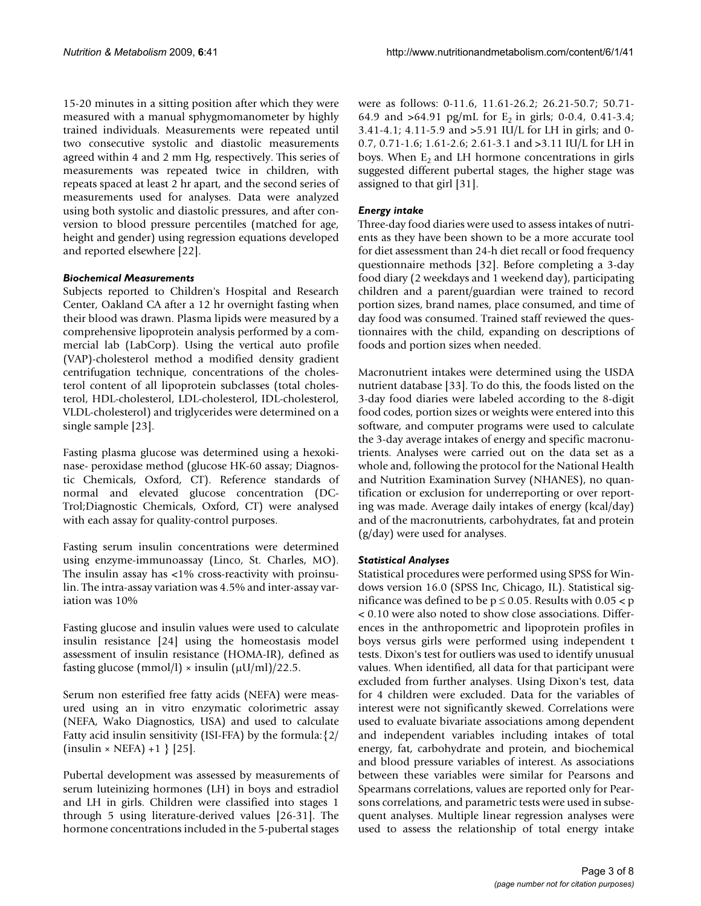15-20 minutes in a sitting position after which they were measured with a manual sphygmomanometer by highly trained individuals. Measurements were repeated until two consecutive systolic and diastolic measurements agreed within 4 and 2 mm Hg, respectively. This series of measurements was repeated twice in children, with repeats spaced at least 2 hr apart, and the second series of measurements used for analyses. Data were analyzed using both systolic and diastolic pressures, and after conversion to blood pressure percentiles (matched for age, height and gender) using regression equations developed and reported elsewhere [22].

### *Biochemical Measurements*

Subjects reported to Children's Hospital and Research Center, Oakland CA after a 12 hr overnight fasting when their blood was drawn. Plasma lipids were measured by a comprehensive lipoprotein analysis performed by a commercial lab (LabCorp). Using the vertical auto profile (VAP)-cholesterol method a modified density gradient centrifugation technique, concentrations of the cholesterol content of all lipoprotein subclasses (total cholesterol, HDL-cholesterol, LDL-cholesterol, IDL-cholesterol, VLDL-cholesterol) and triglycerides were determined on a single sample [23].

Fasting plasma glucose was determined using a hexokinase- peroxidase method (glucose HK-60 assay; Diagnostic Chemicals, Oxford, CT). Reference standards of normal and elevated glucose concentration (DC-Trol;Diagnostic Chemicals, Oxford, CT) were analysed with each assay for quality-control purposes.

Fasting serum insulin concentrations were determined using enzyme-immunoassay (Linco, St. Charles, MO). The insulin assay has <1% cross-reactivity with proinsulin. The intra-assay variation was 4.5% and inter-assay variation was 10%

Fasting glucose and insulin values were used to calculate insulin resistance [24] using the homeostasis model assessment of insulin resistance (HOMA-IR), defined as fasting glucose (mmol/l) × insulin (μU/ml)/22.5.

Serum non esterified free fatty acids (NEFA) were measured using an in vitro enzymatic colorimetric assay (NEFA, Wako Diagnostics, USA) and used to calculate Fatty acid insulin sensitivity (ISI-FFA) by the formula:$\{2/(\text{insulin} \times \text{NEFA}) + 1\}$ [25].

Pubertal development was assessed by measurements of serum luteinizing hormones (LH) in boys and estradiol and LH in girls. Children were classified into stages 1 through 5 using literature-derived values [26-31]. The hormone concentrations included in the 5-pubertal stages were as follows: 0-11.6, 11.61-26.2; 26.21-50.7; 50.71-64.9 and >64.91 pg/mL for $E_2$ in girls; 0-0.4, 0.41-3.4; 3.41-4.1; 4.11-5.9 and >5.91 IU/L for LH in girls; and 0-0.7, 0.71-1.6; 1.61-2.6; 2.61-3.1 and >3.11 IU/L for LH in boys. When $E_2$ and LH hormone concentrations in girls suggested different pubertal stages, the higher stage was assigned to that girl [31].

### *Energy intake*

Three-day food diaries were used to assess intakes of nutrients as they have been shown to be a more accurate tool for diet assessment than 24-h diet recall or food frequency questionnaire methods [32]. Before completing a 3-day food diary (2 weekdays and 1 weekend day), participating children and a parent/guardian were trained to record portion sizes, brand names, place consumed, and time of day food was consumed. Trained staff reviewed the questionnaires with the child, expanding on descriptions of foods and portion sizes when needed.

Macronutrient intakes were determined using the USDA nutrient database [33]. To do this, the foods listed on the 3-day food diaries were labeled according to the 8-digit food codes, portion sizes or weights were entered into this software, and computer programs were used to calculate the 3-day average intakes of energy and specific macronutrients. Analyses were carried out on the data set as a whole and, following the protocol for the National Health and Nutrition Examination Survey (NHANES), no quantification or exclusion for underreporting or over reporting was made. Average daily intakes of energy (kcal/day) and of the macronutrients, carbohydrates, fat and protein (g/day) were used for analyses.

### *Statistical Analyses*

Statistical procedures were performed using SPSS for Windows version 16.0 (SPSS Inc, Chicago, IL). Statistical significance was defined to be $p \leq 0.05$. Results with $0.05 < p < 0.10$ were also noted to show close associations. Differences in the anthropometric and lipoprotein profiles in boys versus girls were performed using independent t tests. Dixon's test for outliers was used to identify unusual values. When identified, all data for that participant were excluded from further analyses. Using Dixon's test, data for 4 children were excluded. Data for the variables of interest were not significantly skewed. Correlations were used to evaluate bivariate associations among dependent and independent variables including intakes of total energy, fat, carbohydrate and protein, and biochemical and blood pressure variables of interest. As associations between these variables were similar for Pearsons and Spearmans correlations, values are reported only for Pearsons correlations, and parametric tests were used in subsequent analyses. Multiple linear regression analyses were used to assess the relationship of total energy intake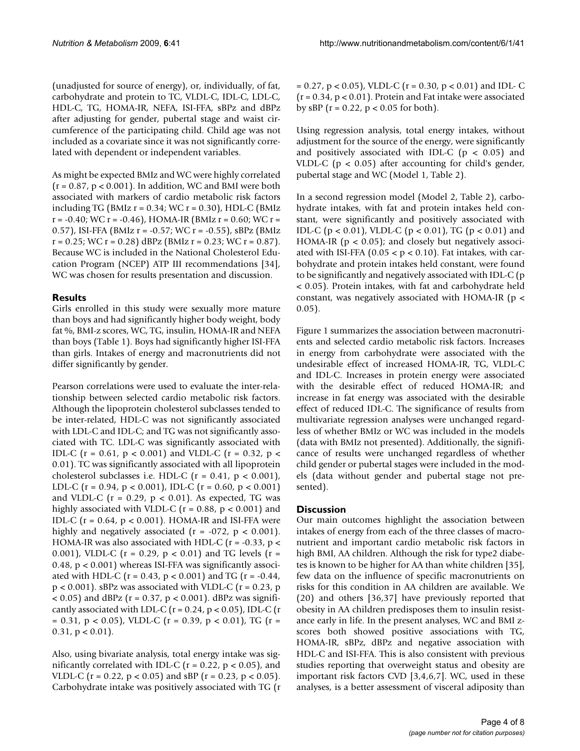(unadjusted for source of energy), or, individually, of fat, carbohydrate and protein to TC, VLDL-C, IDL-C, LDL-C, HDL-C, TG, HOMA-IR, NEFA, ISI-FFA, sBPz and dBPz after adjusting for gender, pubertal stage and waist circumference of the participating child. Child age was not included as a covariate since it was not significantly correlated with dependent or independent variables.

As might be expected BMIz and WC were highly correlated ($r = 0.87$, $p < 0.001$). In addition, WC and BMI were both associated with markers of cardio metabolic risk factors including TG (BMIz $r = 0.34$; WC $r = 0.30$), HDL-C (BMIz $r = -0.40$; WC $r = -0.46$), HOMA-IR (BMIz $r = 0.60$; WC $r = 0.57$), ISI-FFA (BMIz $r = -0.57$; WC $r = -0.55$), sBPz (BMIz $r = 0.25$; WC $r = 0.28$) dBPz (BMIz $r = 0.23$; WC $r = 0.87$). Because WC is included in the National Cholesterol Education Program (NCEP) ATP III recommendations [34], WC was chosen for results presentation and discussion.

## Results

Girls enrolled in this study were sexually more mature than boys and had significantly higher body weight, body fat %, BMI-z scores, WC, TG, insulin, HOMA-IR and NEFA than boys (Table 1). Boys had significantly higher ISI-FFA than girls. Intakes of energy and macronutrients did not differ significantly by gender.

Pearson correlations were used to evaluate the inter-relationship between selected cardio metabolic risk factors. Although the lipoprotein cholesterol subclasses tended to be inter-related, HDL-C was not significantly associated with LDL-C and IDL-C; and TG was not significantly associated with TC. LDL-C was significantly associated with IDL-C ($r = 0.61$, $p < 0.001$) and VLDL-C ($r = 0.32$, $p < 0.01$). TC was significantly associated with all lipoprotein cholesterol subclasses i.e. HDL-C ($r = 0.41$, $p < 0.001$), LDL-C ($r = 0.94$, $p < 0.001$), IDL-C ($r = 0.60$, $p < 0.001$) and VLDL-C ($r = 0.29$, $p < 0.01$). As expected, TG was highly associated with VLDL-C ($r = 0.88$, $p < 0.001$) and IDL-C ($r = 0.64$, $p < 0.001$). HOMA-IR and ISI-FFA were highly and negatively associated ($r = -072$, $p < 0.001$). HOMA-IR was also associated with HDL-C ($r = -0.33$, $p < 0.001$), VLDL-C ($r = 0.29$, $p < 0.01$) and TG levels ($r = 0.48$, $p < 0.001$) whereas ISI-FFA was significantly associated with HDL-C ($r = 0.43$, $p < 0.001$) and TG ($r = -0.44$, $p < 0.001$). sBPz was associated with VLDL-C ($r = 0.23$, $p < 0.05$) and dBPz ($r = 0.37$, $p < 0.001$). dBPz was significantly associated with LDL-C ($r = 0.24$, $p < 0.05$), IDL-C ($r = 0.31$, $p < 0.05$), VLDL-C ($r = 0.39$, $p < 0.01$), TG ($r = 0.31$, $p < 0.01$).

Also, using bivariate analysis, total energy intake was significantly correlated with IDL-C ($r = 0.22$, $p < 0.05$), and VLDL-C ($r = 0.22$, $p < 0.05$) and sBP ($r = 0.23$, $p < 0.05$). Carbohydrate intake was positively associated with TG ($r = 0.27$, $p < 0.05$), VLDL-C ($r = 0.30$, $p < 0.01$) and IDL- C ($r = 0.34$, $p < 0.01$). Protein and Fat intake were associated by sBP ($r = 0.22$, $p < 0.05$ for both).

Using regression analysis, total energy intakes, without adjustment for the source of the energy, were significantly and positively associated with IDL-C ($p < 0.05$) and VLDL-C ($p < 0.05$) after accounting for child's gender, pubertal stage and WC (Model 1, Table 2).

In a second regression model (Model 2, Table 2), carbohydrate intakes, with fat and protein intakes held constant, were significantly and positively associated with IDL-C ($p < 0.01$), VLDL-C ($p < 0.01$), TG ($p < 0.01$) and HOMA-IR ($p < 0.05$); and closely but negatively associated with ISI-FFA ($0.05 < p < 0.10$). Fat intakes, with carbohydrate and protein intakes held constant, were found to be significantly and negatively associated with IDL-C ($p < 0.05$). Protein intakes, with fat and carbohydrate held constant, was negatively associated with HOMA-IR ($p < 0.05$).

Figure 1 summarizes the association between macronutrients and selected cardio metabolic risk factors. Increases in energy from carbohydrate were associated with the undesirable effect of increased HOMA-IR, TG, VLDL-C and IDL-C. Increases in protein energy were associated with the desirable effect of reduced HOMA-IR; and increase in fat energy was associated with the desirable effect of reduced IDL-C. The significance of results from multivariate regression analyses were unchanged regardless of whether BMIz or WC was included in the models (data with BMIz not presented). Additionally, the significance of results were unchanged regardless of whether child gender or pubertal stages were included in the models (data without gender and pubertal stage not presented).

## Discussion

Our main outcomes highlight the association between intakes of energy from each of the three classes of macronutrient and important cardio metabolic risk factors in high BMI, AA children. Although the risk for type2 diabetes is known to be higher for AA than white children [35], few data on the influence of specific macronutrients on risks for this condition in AA children are available. We (20) and others [36,37] have previously reported that obesity in AA children predisposes them to insulin resistance early in life. In the present analyses, WC and BMI z-scores both showed positive associations with TG, HOMA-IR, sBPz, dBPz and negative association with HDL-C and ISI-FFA. This is also consistent with previous studies reporting that overweight status and obesity are important risk factors CVD [3,4,6,7]. WC, used in these analyses, is a better assessment of visceral adiposity than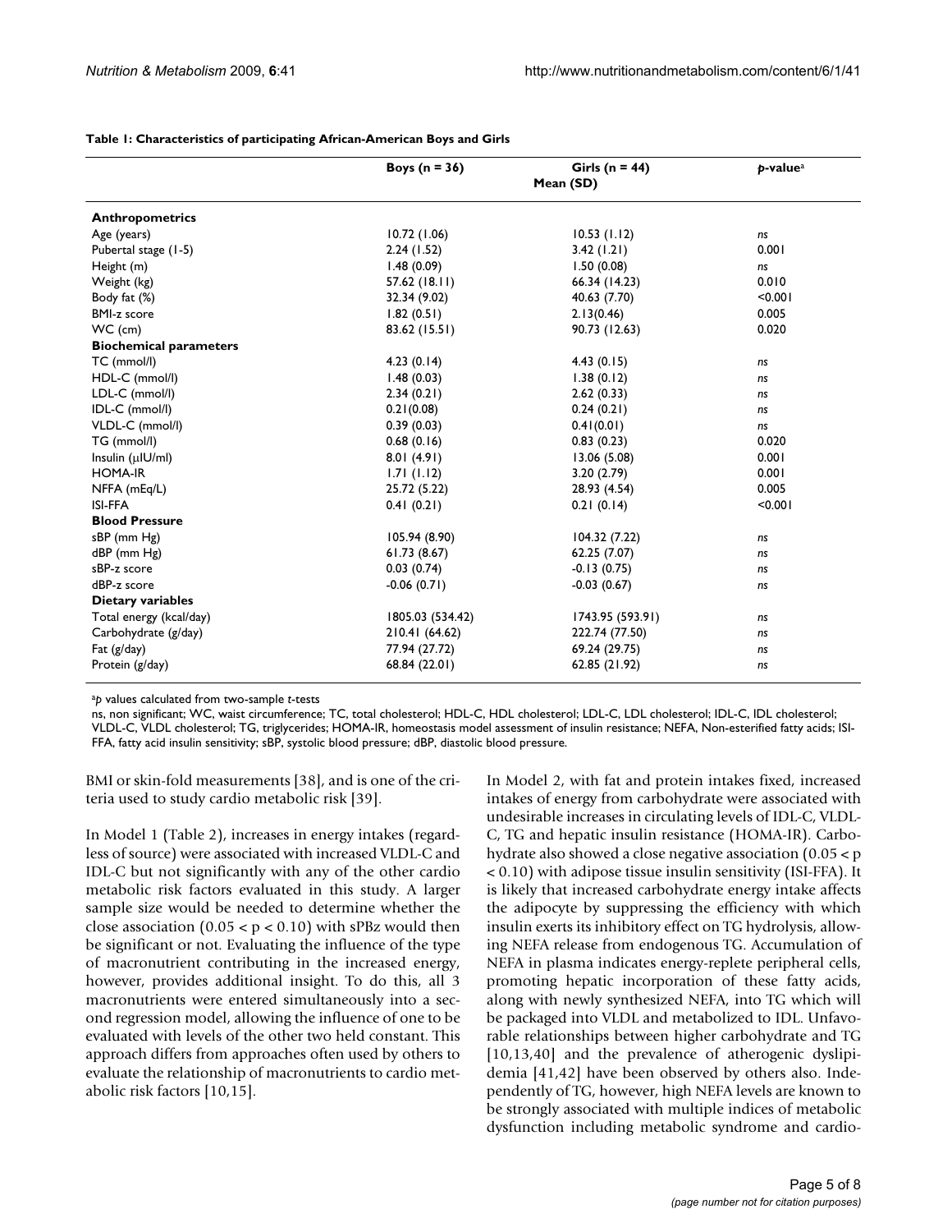**Table 1: Characteristics of participating African-American Boys and Girls**

| | Boys (n = 36) | Girls (n = 44) | *p*-value[a] |
|---|---|---|---|
| | Mean (SD) | | |
| **Anthropometrics** | | | |
| Age (years) | 10.72 (1.06) | 10.53 (1.12) | *ns* |
| Pubertal stage (1-5) | 2.24 (1.52) | 3.42 (1.21) | 0.001 |
| Height (m) | 1.48 (0.09) | 1.50 (0.08) | *ns* |
| Weight (kg) | 57.62 (18.11) | 66.34 (14.23) | 0.010 |
| Body fat (%) | 32.34 (9.02) | 40.63 (7.70) | <0.001 |
| BMI-z score | 1.82 (0.51) | 2.13(0.46) | 0.005 |
| WC (cm) | 83.62 (15.51) | 90.73 (12.63) | 0.020 |
| **Biochemical parameters** | | | |
| TC (mmol/l) | 4.23 (0.14) | 4.43 (0.15) | *ns* |
| HDL-C (mmol/l) | 1.48 (0.03) | 1.38 (0.12) | *ns* |
| LDL-C (mmol/l) | 2.34 (0.21) | 2.62 (0.33) | *ns* |
| IDL-C (mmol/l) | 0.21(0.08) | 0.24 (0.21) | *ns* |
| VLDL-C (mmol/l) | 0.39 (0.03) | 0.41(0.01) | *ns* |
| TG (mmol/l) | 0.68 (0.16) | 0.83 (0.23) | 0.020 |
| Insulin (μIU/ml) | 8.01 (4.91) | 13.06 (5.08) | 0.001 |
| HOMA-IR | 1.71 (1.12) | 3.20 (2.79) | 0.001 |
| NFFA (mEq/L) | 25.72 (5.22) | 28.93 (4.54) | 0.005 |
| ISI-FFA | 0.41 (0.21) | 0.21 (0.14) | <0.001 |
| **Blood Pressure** | | | |
| sBP (mm Hg) | 105.94 (8.90) | 104.32 (7.22) | *ns* |
| dBP (mm Hg) | 61.73 (8.67) | 62.25 (7.07) | *ns* |
| sBP-z score | 0.03 (0.74) | -0.13 (0.75) | *ns* |
| dBP-z score | -0.06 (0.71) | -0.03 (0.67) | *ns* |
| **Dietary variables** | | | |
| Total energy (kcal/day) | 1805.03 (534.42) | 1743.95 (593.91) | *ns* |
| Carbohydrate (g/day) | 210.41 (64.62) | 222.74 (77.50) | *ns* |
| Fat (g/day) | 77.94 (27.72) | 69.24 (29.75) | *ns* |
| Protein (g/day) | 68.84 (22.01) | 62.85 (21.92) | *ns* |

[a]*p* values calculated from two-sample *t*-tests

ns, non significant; WC, waist circumference; TC, total cholesterol; HDL-C, HDL cholesterol; LDL-C, LDL cholesterol; IDL-C, IDL cholesterol; VLDL-C, VLDL cholesterol; TG, triglycerides; HOMA-IR, homeostasis model assessment of insulin resistance; NEFA, Non-esterified fatty acids; ISI-FFA, fatty acid insulin sensitivity; sBP, systolic blood pressure; dBP, diastolic blood pressure.

BMI or skin-fold measurements [38], and is one of the criteria used to study cardio metabolic risk [39].

In Model 1 (Table 2), increases in energy intakes (regardless of source) were associated with increased VLDL-C and IDL-C but not significantly with any of the other cardio metabolic risk factors evaluated in this study. A larger sample size would be needed to determine whether the close association ($0.05 < p < 0.10$) with sPBz would then be significant or not. Evaluating the influence of the type of macronutrient contributing in the increased energy, however, provides additional insight. To do this, all 3 macronutrients were entered simultaneously into a second regression model, allowing the influence of one to be evaluated with levels of the other two held constant. This approach differs from approaches often used by others to evaluate the relationship of macronutrients to cardio metabolic risk factors [10,15].

In Model 2, with fat and protein intakes fixed, increased intakes of energy from carbohydrate were associated with undesirable increases in circulating levels of IDL-C, VLDL-C, TG and hepatic insulin resistance (HOMA-IR). Carbohydrate also showed a close negative association ($0.05 < p < 0.10$) with adipose tissue insulin sensitivity (ISI-FFA). It is likely that increased carbohydrate energy intake affects the adipocyte by suppressing the efficiency with which insulin exerts its inhibitory effect on TG hydrolysis, allowing NEFA release from endogenous TG. Accumulation of NEFA in plasma indicates energy-replete peripheral cells, promoting hepatic incorporation of these fatty acids, along with newly synthesized NEFA, into TG which will be packaged into VLDL and metabolized to IDL. Unfavorable relationships between higher carbohydrate and TG [10,13,40] and the prevalence of atherogenic dyslipidemia [41,42] have been observed by others also. Independently of TG, however, high NEFA levels are known to be strongly associated with multiple indices of metabolic dysfunction including metabolic syndrome and cardio-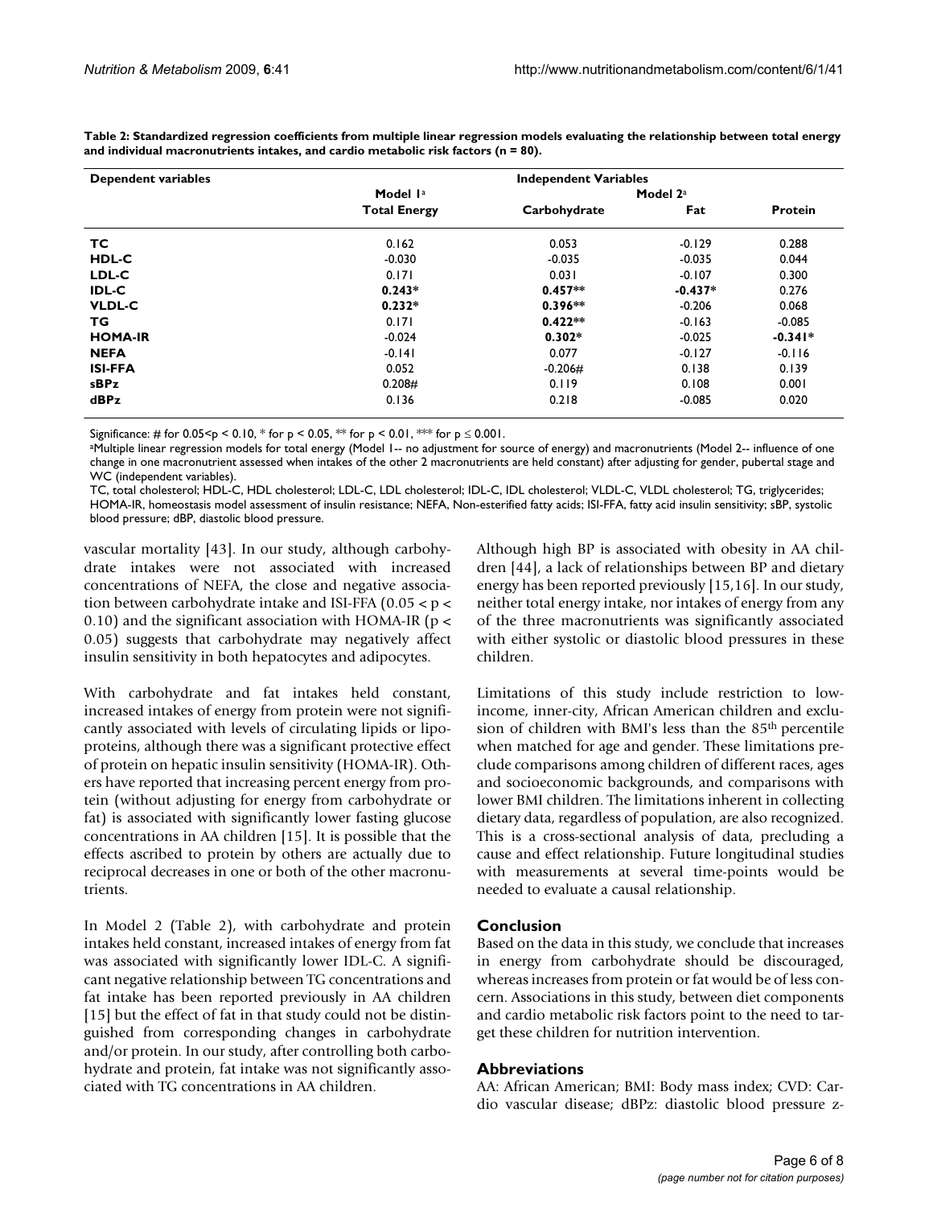**Table 2: Standardized regression coefficients from multiple linear regression models evaluating the relationship between total energy and individual macronutrients intakes, and cardio metabolic risk factors (n = 80).**

| Dependent variables | Independent Variables | | | |
|---|---|---|---|---|
| | Model 1[a] | Model 2[a] | | |
| | Total Energy | Carbohydrate | Fat | Protein |
| **TC** | 0.162 | 0.053 | -0.129 | 0.288 |
| **HDL-C** | -0.030 | -0.035 | -0.035 | 0.044 |
| **LDL-C** | 0.171 | 0.031 | -0.107 | 0.300 |
| **IDL-C** | **0.243*** | **0.457**** | **-0.437*** | 0.276 |
| **VLDL-C** | **0.232*** | **0.396**** | -0.206 | 0.068 |
| **TG** | 0.171 | **0.422**** | -0.163 | -0.085 |
| **HOMA-IR** | -0.024 | **0.302*** | -0.025 | **-0.341*** |
| **NEFA** | -0.141 | 0.077 | -0.127 | -0.116 |
| **ISI-FFA** | 0.052 | -0.206# | 0.138 | 0.139 |
| **sBPz** | 0.208# | 0.119 | 0.108 | 0.001 |
| **dBPz** | 0.136 | 0.218 | -0.085 | 0.020 |

Significance: # for $0.05<p < 0.10$, * for $p < 0.05$, ** for $p < 0.01$, *** for $p \leq 0.001$.

[a]Multiple linear regression models for total energy (Model 1-- no adjustment for source of energy) and macronutrients (Model 2-- influence of one change in one macronutrient assessed when intakes of the other 2 macronutrients are held constant) after adjusting for gender, pubertal stage and WC (independent variables).

TC, total cholesterol; HDL-C, HDL cholesterol; LDL-C, LDL cholesterol; IDL-C, IDL cholesterol; VLDL-C, VLDL cholesterol; TG, triglycerides; HOMA-IR, homeostasis model assessment of insulin resistance; NEFA, Non-esterified fatty acids; ISI-FFA, fatty acid insulin sensitivity; sBP, systolic blood pressure; dBP, diastolic blood pressure.

vascular mortality [43]. In our study, although carbohydrate intakes were not associated with increased concentrations of NEFA, the close and negative association between carbohydrate intake and ISI-FFA ($0.05 < p < 0.10$) and the significant association with HOMA-IR ($p < 0.05$) suggests that carbohydrate may negatively affect insulin sensitivity in both hepatocytes and adipocytes.

With carbohydrate and fat intakes held constant, increased intakes of energy from protein were not significantly associated with levels of circulating lipids or lipoproteins, although there was a significant protective effect of protein on hepatic insulin sensitivity (HOMA-IR). Others have reported that increasing percent energy from protein (without adjusting for energy from carbohydrate or fat) is associated with significantly lower fasting glucose concentrations in AA children [15]. It is possible that the effects ascribed to protein by others are actually due to reciprocal decreases in one or both of the other macronutrients.

In Model 2 (Table 2), with carbohydrate and protein intakes held constant, increased intakes of energy from fat was associated with significantly lower IDL-C. A significant negative relationship between TG concentrations and fat intake has been reported previously in AA children [15] but the effect of fat in that study could not be distinguished from corresponding changes in carbohydrate and/or protein. In our study, after controlling both carbohydrate and protein, fat intake was not significantly associated with TG concentrations in AA children.

Although high BP is associated with obesity in AA children [44], a lack of relationships between BP and dietary energy has been reported previously [15,16]. In our study, neither total energy intake, nor intakes of energy from any of the three macronutrients was significantly associated with either systolic or diastolic blood pressures in these children.

Limitations of this study include restriction to low-income, inner-city, African American children and exclusion of children with BMI's less than the 85th percentile when matched for age and gender. These limitations preclude comparisons among children of different races, ages and socioeconomic backgrounds, and comparisons with lower BMI children. The limitations inherent in collecting dietary data, regardless of population, are also recognized. This is a cross-sectional analysis of data, precluding a cause and effect relationship. Future longitudinal studies with measurements at several time-points would be needed to evaluate a causal relationship.

## Conclusion

Based on the data in this study, we conclude that increases in energy from carbohydrate should be discouraged, whereas increases from protein or fat would be of less concern. Associations in this study, between diet components and cardio metabolic risk factors point to the need to target these children for nutrition intervention.

## Abbreviations

AA: African American; BMI: Body mass index; CVD: Cardio vascular disease; dBPz: diastolic blood pressure z-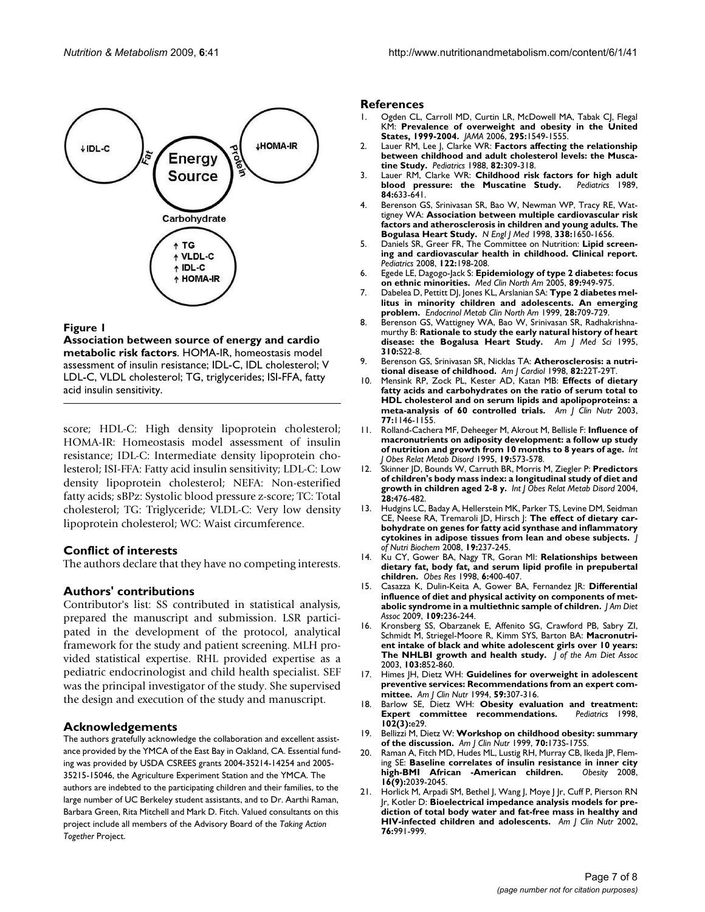↓IDL-C

Fat

Energy Source

Protein

↓HOMA-IR

Carbohydrate

↑ TG
↑ VLDL-C
↑ IDL-C
↑ HOMA-IR

**Figure 1**

**Association between source of energy and cardio metabolic risk factors**. HOMA-IR, homeostasis model assessment of insulin resistance; IDL-C, IDL cholesterol; V LDL-C, VLDL cholesterol; TG, triglycerides; ISI-FFA, fatty acid insulin sensitivity.

score; HDL-C: High density lipoprotein cholesterol; HOMA-IR: Homeostasis model assessment of insulin resistance; IDL-C: Intermediate density lipoprotein cholesterol; ISI-FFA: Fatty acid insulin sensitivity; LDL-C: Low density lipoprotein cholesterol; NEFA: Non-esterified fatty acids; sBPz: Systolic blood pressure z-score; TC: Total cholesterol; TG: Triglyceride; VLDL-C: Very low density lipoprotein cholesterol; WC: Waist circumference.

## Conflict of interests

The authors declare that they have no competing interests.

## Authors' contributions

Contributor's list: SS contributed in statistical analysis, prepared the manuscript and submission. LSR participated in the development of the protocol, analytical framework for the study and patient screening. MLH provided statistical expertise. RHL provided expertise as a pediatric endocrinologist and child health specialist. SEF was the principal investigator of the study. She supervised the design and execution of the study and manuscript.

## Acknowledgements

The authors gratefully acknowledge the collaboration and excellent assistance provided by the YMCA of the East Bay in Oakland, CA. Essential funding was provided by USDA CSREES grants 2004-35214-14254 and 2005-35215-15046, the Agriculture Experiment Station and the YMCA. The authors are indebted to the participating children and their families, to the large number of UC Berkeley student assistants, and to Dr. Aarthi Raman, Barbara Green, Rita Mitchell and Mark D. Fitch. Valued consultants on this project include all members of the Advisory Board of the *Taking Action Together* Project.

## References

1. Ogden CL, Carroll MD, Curtin LR, McDowell MA, Tabak CJ, Flegal KM: **Prevalence of overweight and obesity in the United States, 1999-2004.** *JAMA* 2006, **295:**1549-1555.
2. Lauer RM, Lee J, Clarke WR: **Factors affecting the relationship between childhood and adult cholesterol levels: the Muscatine Study.** *Pediatrics* 1988, **82:**309-318.
3. Lauer RM, Clarke WR: **Childhood risk factors for high adult blood pressure: the Muscatine Study.** *Pediatrics* 1989, **84:**633-641.
4. Berenson GS, Srinivasan SR, Bao W, Newman WP, Tracy RE, Wattigney WA: **Association between multiple cardiovascular risk factors and atherosclerosis in children and young adults. The Bogulasa Heart Study.** *N Engl J Med* 1998, **338:**1650-1656.
5. Daniels SR, Greer FR, The Committee on Nutrition: **Lipid screening and cardiovascular health in childhood. Clinical report.** *Pediatrics* 2008, **122:**198-208.
6. Egede LE, Dagogo-Jack S: **Epidemiology of type 2 diabetes: focus on ethnic minorities.** *Med Clin North Am* 2005, **89:**949-975.
7. Dabelea D, Pettitt DJ, Jones KL, Arslanian SA: **Type 2 diabetes mellitus in minority children and adolescents. An emerging problem.** *Endocrinol Metab Clin North Am* 1999, **28:**709-729.
8. Berenson GS, Wattigney WA, Bao W, Srinivasan SR, Radhakrishnamurthy B: **Rationale to study the early natural history of heart disease: the Bogalusa Heart Study.** *Am J Med Sci* 1995, **310:**S22-8.
9. Berenson GS, Srinivasan SR, Nicklas TA: **Atherosclerosis: a nutritional disease of childhood.** *Am J Cardiol* 1998, **82:**22T-29T.
10. Mensink RP, Zock PL, Kester AD, Katan MB: **Effects of dietary fatty acids and carbohydrates on the ratio of serum total to HDL cholesterol and on serum lipids and apolipoproteins: a meta-analysis of 60 controlled trials.** *Am J Clin Nutr* 2003, **77:**1146-1155.
11. Rolland-Cachera MF, Deheeger M, Akrout M, Bellisle F: **Influence of macronutrients on adiposity development: a follow up study of nutrition and growth from 10 months to 8 years of age.** *Int J Obes Relat Metab Disord* 1995, **19:**573-578.
12. Skinner JD, Bounds W, Carruth BR, Morris M, Ziegler P: **Predictors of children's body mass index: a longitudinal study of diet and growth in children aged 2-8 y.** *Int J Obes Relat Metab Disord* 2004, **28:**476-482.
13. Hudgins LC, Baday A, Hellerstein MK, Parker TS, Levine DM, Seidman CE, Neese RA, Tremaroli JD, Hirsch J: **The effect of dietary carbohydrate on genes for fatty acid synthase and inflammatory cytokines in adipose tissues from lean and obese subjects.** *J of Nutri Biochem* 2008, **19:**237-245.
14. Ku CY, Gower BA, Nagy TR, Goran MI: **Relationships between dietary fat, body fat, and serum lipid profile in prepubertal children.** *Obes Res* 1998, **6:**400-407.
15. Casazza K, Dulin-Keita A, Gower BA, Fernandez JR: **Differential influence of diet and physical activity on components of metabolic syndrome in a multiethnic sample of children.** *J Am Diet Assoc* 2009, **109:**236-244.
16. Kronsberg SS, Obarzanek E, Affenito SG, Crawford PB, Sabry ZI, Schmidt M, Striegel-Moore R, Kimm SYS, Barton BA: **Macronutrient intake of black and white adolescent girls over 10 years: The NHLBI growth and health study.** *J of the Am Diet Assoc* 2003, **103:**852-860.
17. Himes JH, Dietz WH: **Guidelines for overweight in adolescent preventive services: Recommendations from an expert committee.** *Am J Clin Nutr* 1994, **59:**307-316.
18. Barlow SE, Dietz WH: **Obesity evaluation and treatment: Expert committee recommendations.** *Pediatrics* 1998, **102(3):**e29.
19. Bellizzi M, Dietz W: **Workshop on childhood obesity: summary of the discussion.** *Am J Clin Nutr* 1999, **70:**173S-175S.
20. Raman A, Fitch MD, Hudes ML, Lustig RH, Murray CB, Ikeda JP, Fleming SE: **Baseline correlates of insulin resistance in inner city high-BMI African -American children.** *Obesity* 2008, **16(9):**2039-2045.
21. Horlick M, Arpadi SM, Bethel J, Wang J, Moye J Jr, Cuff P, Pierson RN Jr, Kotler D: **Bioelectrical impedance analysis models for prediction of total body water and fat-free mass in healthy and HIV-infected children and adolescents.** *Am J Clin Nutr* 2002, **76:**991-999.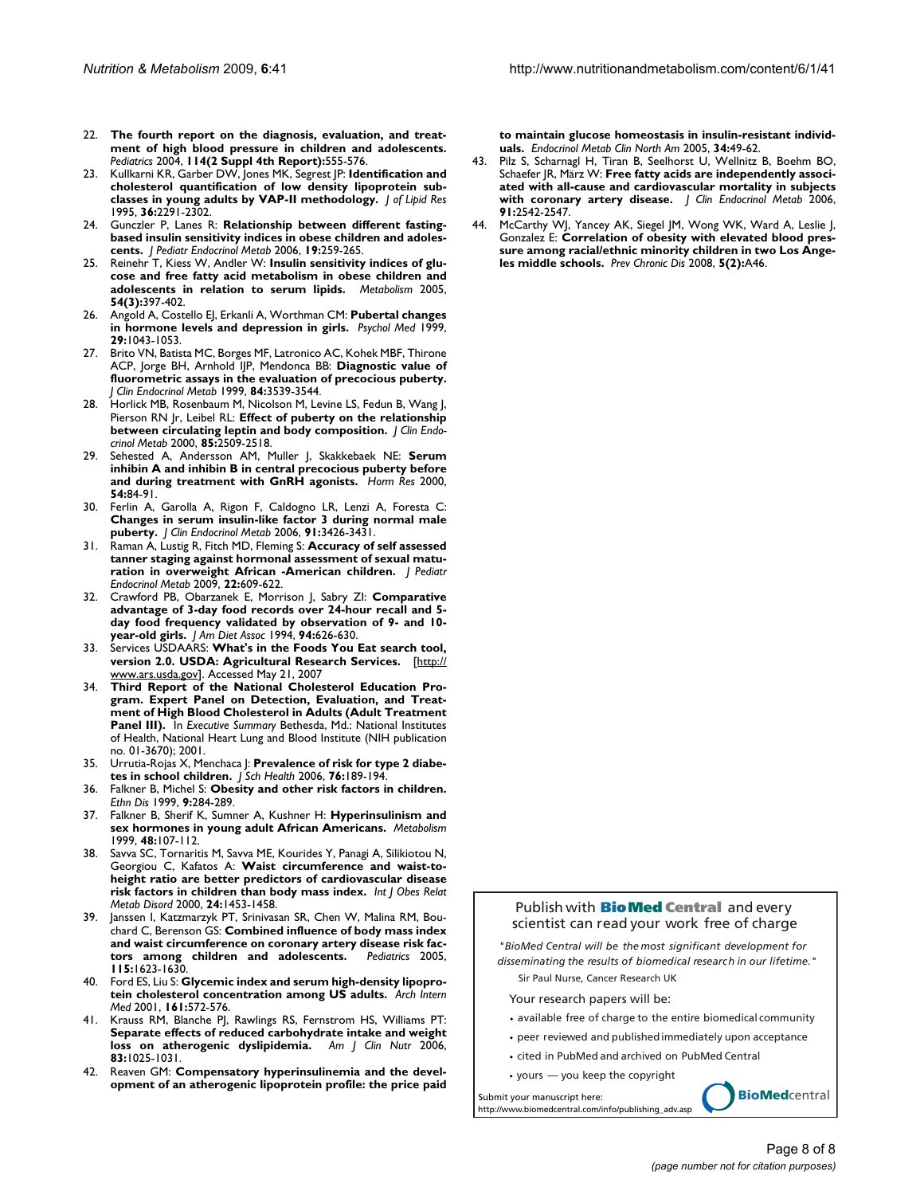22. **The fourth report on the diagnosis, evaluation, and treatment of high blood pressure in children and adolescents.** *Pediatrics* 2004, **114(2 Suppl 4th Report):**555-576.
23. Kullkarni KR, Garber DW, Jones MK, Segrest JP: **Identification and cholesterol quantification of low density lipoprotein subclasses in young adults by VAP-II methodology.** *J of Lipid Res* 1995, **36:**2291-2302.
24. Gunczler P, Lanes R: **Relationship between different fasting-based insulin sensitivity indices in obese children and adolescents.** *J Pediatr Endocrinol Metab* 2006, **19:**259-265.
25. Reinehr T, Kiess W, Andler W: **Insulin sensitivity indices of glucose and free fatty acid metabolism in obese children and adolescents in relation to serum lipids.** *Metabolism* 2005, **54(3):**397-402.
26. Angold A, Costello EJ, Erkanli A, Worthman CM: **Pubertal changes in hormone levels and depression in girls.** *Psychol Med* 1999, **29:**1043-1053.
27. Brito VN, Batista MC, Borges MF, Latronico AC, Kohek MBF, Thirone ACP, Jorge BH, Arnhold IJP, Mendonca BB: **Diagnostic value of fluorometric assays in the evaluation of precocious puberty.** *J Clin Endocrinol Metab* 1999, **84:**3539-3544.
28. Horlick MB, Rosenbaum M, Nicolson M, Levine LS, Fedun B, Wang J, Pierson RN Jr, Leibel RL: **Effect of puberty on the relationship between circulating leptin and body composition.** *J Clin Endocrinol Metab* 2000, **85:**2509-2518.
29. Sehested A, Andersson AM, Muller J, Skakkebaek NE: **Serum inhibin A and inhibin B in central precocious puberty before and during treatment with GnRH agonists.** *Horm Res* 2000, **54:**84-91.
30. Ferlin A, Garolla A, Rigon F, Caldogno LR, Lenzi A, Foresta C: **Changes in serum insulin-like factor 3 during normal male puberty.** *J Clin Endocrinol Metab* 2006, **91:**3426-3431.
31. Raman A, Lustig R, Fitch MD, Fleming S: **Accuracy of self assessed tanner staging against hormonal assessment of sexual maturation in overweight African -American children.** *J Pediatr Endocrinol Metab* 2009, **22:**609-622.
32. Crawford PB, Obarzanek E, Morrison J, Sabry ZI: **Comparative advantage of 3-day food records over 24-hour recall and 5-day food frequency validated by observation of 9- and 10-year-old girls.** *J Am Diet Assoc* 1994, **94:**626-630.
33. Services USDAARS: **What's in the Foods You Eat search tool, version 2.0. USDA: Agricultural Research Services.** [http://www.ars.usda.gov]. Accessed May 21, 2007
34. **Third Report of the National Cholesterol Education Program. Expert Panel on Detection, Evaluation, and Treatment of High Blood Cholesterol in Adults (Adult Treatment Panel III).** In *Executive Summary* Bethesda, Md.: National Institutes of Health, National Heart Lung and Blood Institute (NIH publication no. 01-3670); 2001.
35. Urrutia-Rojas X, Menchaca J: **Prevalence of risk for type 2 diabetes in school children.** *J Sch Health* 2006, **76:**189-194.
36. Falkner B, Michel S: **Obesity and other risk factors in children.** *Ethn Dis* 1999, **9:**284-289.
37. Falkner B, Sherif K, Sumner A, Kushner H: **Hyperinsulinism and sex hormones in young adult African Americans.** *Metabolism* 1999, **48:**107-112.
38. Savva SC, Tornaritis M, Savva ME, Kourides Y, Panagi A, Silikiotou N, Georgiou C, Kafatos A: **Waist circumference and waist-to-height ratio are better predictors of cardiovascular disease risk factors in children than body mass index.** *Int J Obes Relat Metab Disord* 2000, **24:**1453-1458.
39. Janssen I, Katzmarzyk PT, Srinivasan SR, Chen W, Malina RM, Bouchard C, Berenson GS: **Combined influence of body mass index and waist circumference on coronary artery disease risk factors among children and adolescents.** *Pediatrics* 2005, **115:**1623-1630.
40. Ford ES, Liu S: **Glycemic index and serum high-density lipoprotein cholesterol concentration among US adults.** *Arch Intern Med* 2001, **161:**572-576.
41. Krauss RM, Blanche PJ, Rawlings RS, Fernstrom HS, Williams PT: **Separate effects of reduced carbohydrate intake and weight loss on atherogenic dyslipidemia.** *Am J Clin Nutr* 2006, **83:**1025-1031.
42. Reaven GM: **Compensatory hyperinsulinemia and the development of an atherogenic lipoprotein profile: the price paid to maintain glucose homeostasis in insulin-resistant individuals.** *Endocrinol Metab Clin North Am* 2005, **34:**49-62.
43. Pilz S, Scharnagl H, Tiran B, Seelhorst U, Wellnitz B, Boehm BO, Schaefer JR, März W: **Free fatty acids are independently associated with all-cause and cardiovascular mortality in subjects with coronary artery disease.** *J Clin Endocrinol Metab* 2006, **91:**2542-2547.
44. McCarthy WJ, Yancey AK, Siegel JM, Wong WK, Ward A, Leslie J, Gonzalez E: **Correlation of obesity with elevated blood pressure among racial/ethnic minority children in two Los Angeles middle schools.** *Prev Chronic Dis* 2008, **5(2):**A46.

Publish with **BioMed Central** and every scientist can read your work free of charge

*"BioMed Central will be the most significant development for disseminating the results of biomedical research in our lifetime."*

Sir Paul Nurse, Cancer Research UK

Your research papers will be:

- available free of charge to the entire biomedical community
- peer reviewed and published immediately upon acceptance
- cited in PubMed and archived on PubMed Central
- yours — you keep the copyright

Submit your manuscript here:
http://www.biomedcentral.com/info/publishing_adv.asp

BioMedcentral